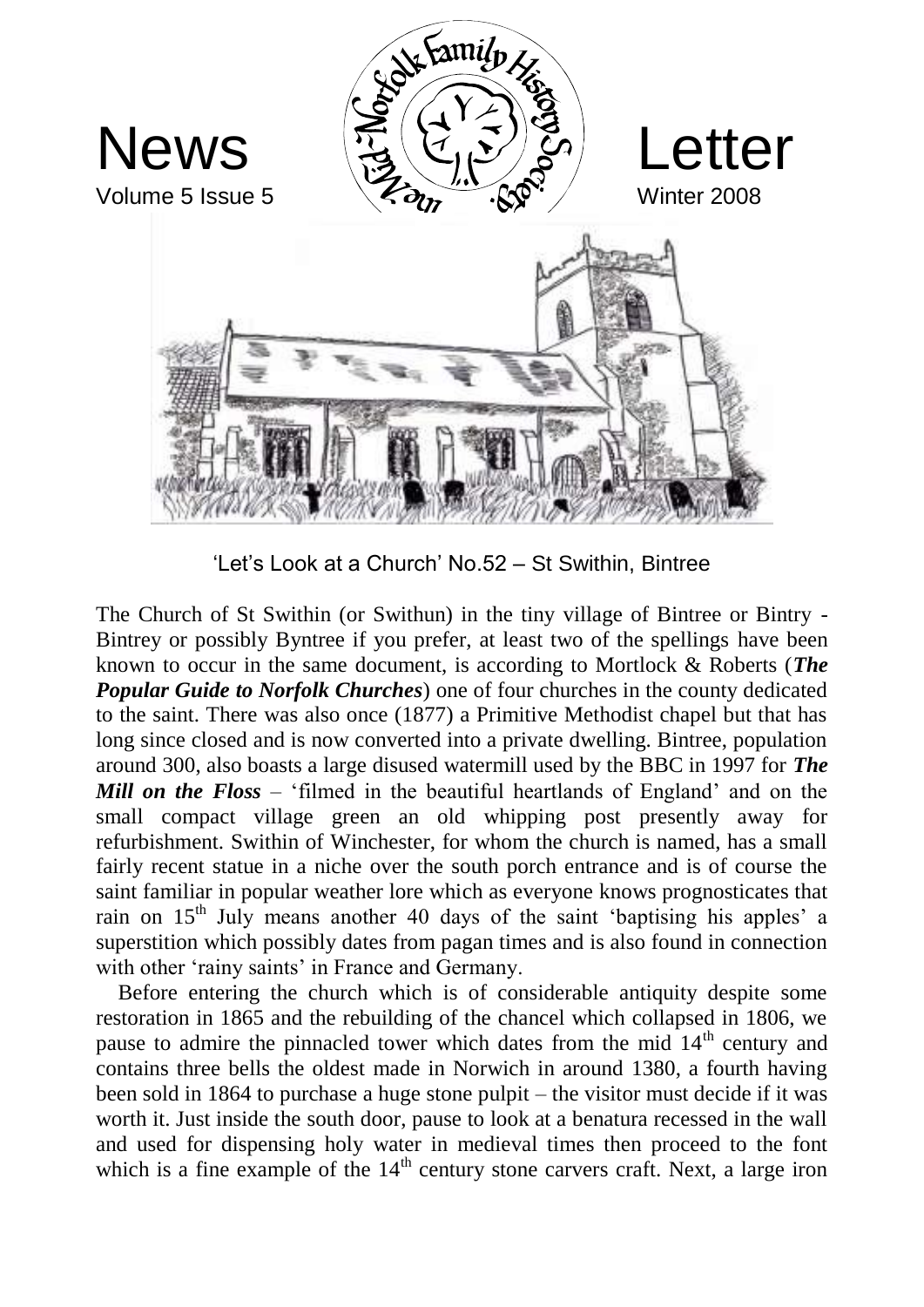# News Letter

Volume 5 Issue 5 — Winter 2008

The Mid-Norfolk Family History Society

'Let's Look at a Church' No.52 – St Swithin, Bintree

The Church of St Swithin (or Swithun) in the tiny village of Bintree or Bintry - Bintrey or possibly Byntree if you prefer, at least two of the spellings have been known to occur in the same document, is according to Mortlock & Roberts (***The Popular Guide to Norfolk Churches***) one of four churches in the county dedicated to the saint. There was also once (1877) a Primitive Methodist chapel but that has long since closed and is now converted into a private dwelling. Bintree, population around 300, also boasts a large disused watermill used by the BBC in 1997 for ***The Mill on the Floss*** – 'filmed in the beautiful heartlands of England' and on the small compact village green an old whipping post presently away for refurbishment. Swithin of Winchester, for whom the church is named, has a small fairly recent statue in a niche over the south porch entrance and is of course the saint familiar in popular weather lore which as everyone knows prognosticates that rain on 15th July means another 40 days of the saint 'baptising his apples' a superstition which possibly dates from pagan times and is also found in connection with other 'rainy saints' in France and Germany.

Before entering the church which is of considerable antiquity despite some restoration in 1865 and the rebuilding of the chancel which collapsed in 1806, we pause to admire the pinnacled tower which dates from the mid 14th century and contains three bells the oldest made in Norwich in around 1380, a fourth having been sold in 1864 to purchase a huge stone pulpit – the visitor must decide if it was worth it. Just inside the south door, pause to look at a benatura recessed in the wall and used for dispensing holy water in medieval times then proceed to the font which is a fine example of the 14th century stone carvers craft. Next, a large iron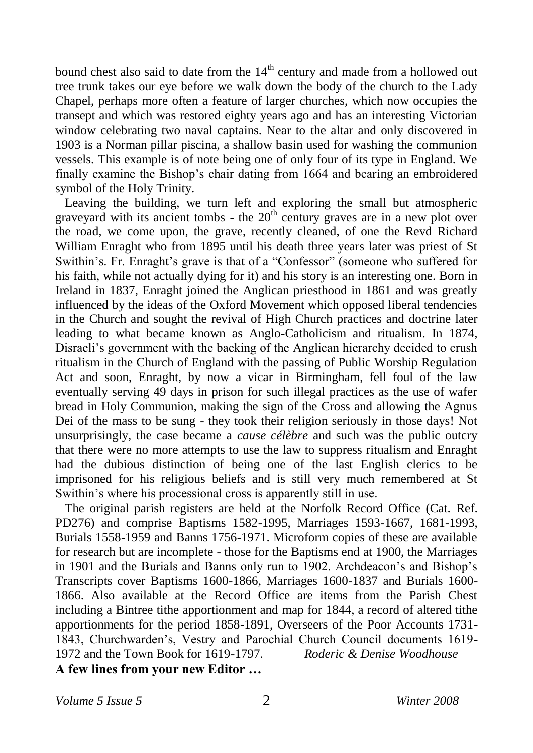bound chest also said to date from the 14th century and made from a hollowed out tree trunk takes our eye before we walk down the body of the church to the Lady Chapel, perhaps more often a feature of larger churches, which now occupies the transept and which was restored eighty years ago and has an interesting Victorian window celebrating two naval captains. Near to the altar and only discovered in 1903 is a Norman pillar piscina, a shallow basin used for washing the communion vessels. This example is of note being one of only four of its type in England. We finally examine the Bishop's chair dating from 1664 and bearing an embroidered symbol of the Holy Trinity.

Leaving the building, we turn left and exploring the small but atmospheric graveyard with its ancient tombs - the 20th century graves are in a new plot over the road, we come upon, the grave, recently cleaned, of one the Revd Richard William Enraght who from 1895 until his death three years later was priest of St Swithin's. Fr. Enraght's grave is that of a "Confessor" (someone who suffered for his faith, while not actually dying for it) and his story is an interesting one. Born in Ireland in 1837, Enraght joined the Anglican priesthood in 1861 and was greatly influenced by the ideas of the Oxford Movement which opposed liberal tendencies in the Church and sought the revival of High Church practices and doctrine later leading to what became known as Anglo-Catholicism and ritualism. In 1874, Disraeli's government with the backing of the Anglican hierarchy decided to crush ritualism in the Church of England with the passing of Public Worship Regulation Act and soon, Enraght, by now a vicar in Birmingham, fell foul of the law eventually serving 49 days in prison for such illegal practices as the use of wafer bread in Holy Communion, making the sign of the Cross and allowing the Agnus Dei of the mass to be sung - they took their religion seriously in those days! Not unsurprisingly, the case became a *cause célèbre* and such was the public outcry that there were no more attempts to use the law to suppress ritualism and Enraght had the dubious distinction of being one of the last English clerics to be imprisoned for his religious beliefs and is still very much remembered at St Swithin's where his processional cross is apparently still in use.

The original parish registers are held at the Norfolk Record Office (Cat. Ref. PD276) and comprise Baptisms 1582-1995, Marriages 1593-1667, 1681-1993, Burials 1558-1959 and Banns 1756-1971. Microform copies of these are available for research but are incomplete - those for the Baptisms end at 1900, the Marriages in 1901 and the Burials and Banns only run to 1902. Archdeacon's and Bishop's Transcripts cover Baptisms 1600-1866, Marriages 1600-1837 and Burials 1600-1866. Also available at the Record Office are items from the Parish Chest including a Bintree tithe apportionment and map for 1844, a record of altered tithe apportionments for the period 1858-1891, Overseers of the Poor Accounts 1731-1843, Churchwarden's, Vestry and Parochial Church Council documents 1619-1972 and the Town Book for 1619-1797.

*Roderic & Denise Woodhouse*

**A few lines from your new Editor …**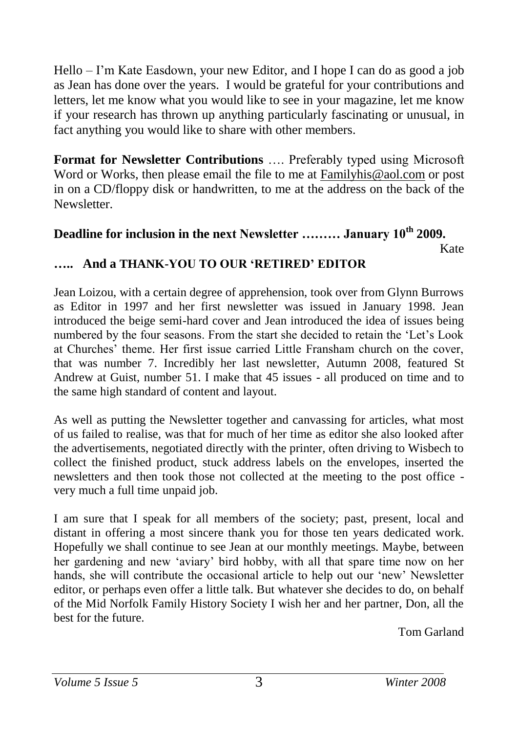Hello – I'm Kate Easdown, your new Editor, and I hope I can do as good a job as Jean has done over the years. I would be grateful for your contributions and letters, let me know what you would like to see in your magazine, let me know if your research has thrown up anything particularly fascinating or unusual, in fact anything you would like to share with other members.

**Format for Newsletter Contributions** …. Preferably typed using Microsoft Word or Works, then please email the file to me at Familyhis@aol.com or post in on a CD/floppy disk or handwritten, to me at the address on the back of the Newsletter.

**Deadline for inclusion in the next Newsletter ……… January 10th 2009.**

Kate

**….. And a THANK-YOU TO OUR 'RETIRED' EDITOR**

Jean Loizou, with a certain degree of apprehension, took over from Glynn Burrows as Editor in 1997 and her first newsletter was issued in January 1998. Jean introduced the beige semi-hard cover and Jean introduced the idea of issues being numbered by the four seasons. From the start she decided to retain the 'Let's Look at Churches' theme. Her first issue carried Little Fransham church on the cover, that was number 7. Incredibly her last newsletter, Autumn 2008, featured St Andrew at Guist, number 51. I make that 45 issues - all produced on time and to the same high standard of content and layout.

As well as putting the Newsletter together and canvassing for articles, what most of us failed to realise, was that for much of her time as editor she also looked after the advertisements, negotiated directly with the printer, often driving to Wisbech to collect the finished product, stuck address labels on the envelopes, inserted the newsletters and then took those not collected at the meeting to the post office - very much a full time unpaid job.

I am sure that I speak for all members of the society; past, present, local and distant in offering a most sincere thank you for those ten years dedicated work. Hopefully we shall continue to see Jean at our monthly meetings. Maybe, between her gardening and new 'aviary' bird hobby, with all that spare time now on her hands, she will contribute the occasional article to help out our 'new' Newsletter editor, or perhaps even offer a little talk. But whatever she decides to do, on behalf of the Mid Norfolk Family History Society I wish her and her partner, Don, all the best for the future.

Tom Garland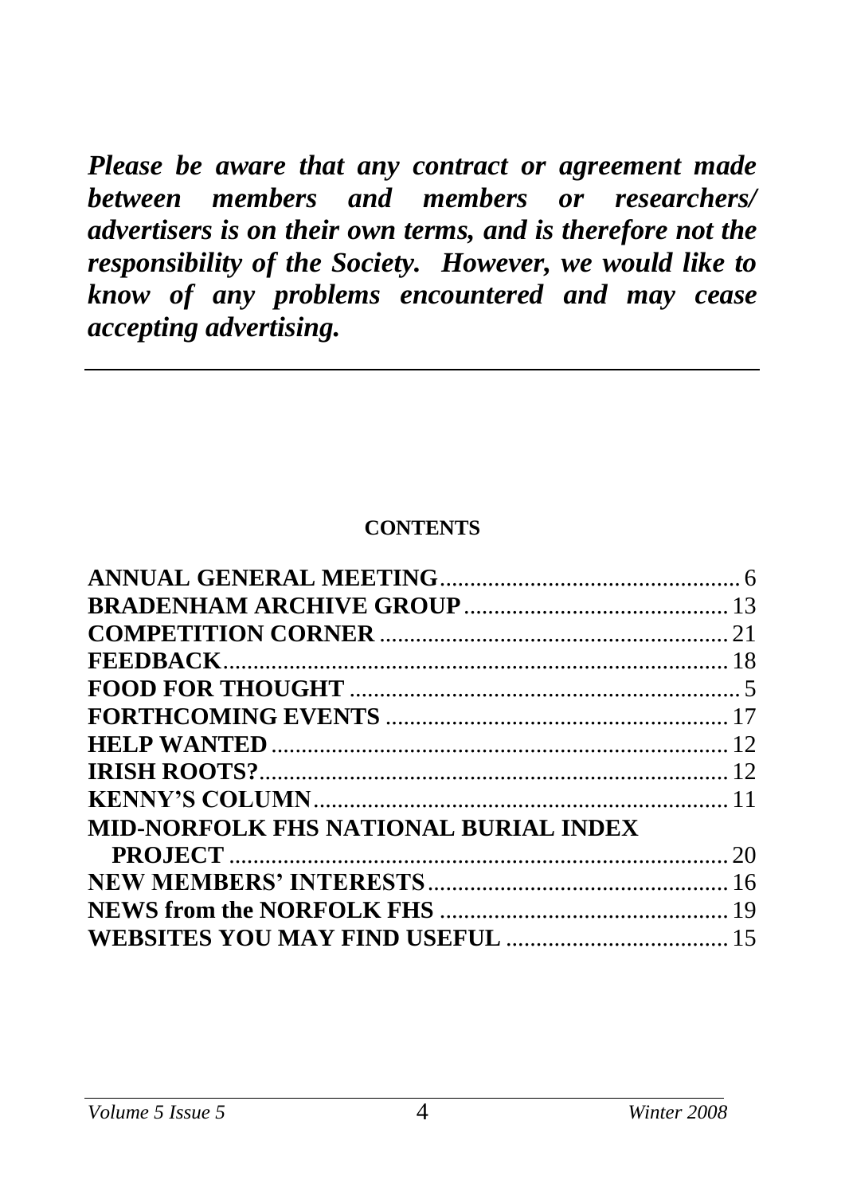***Please be aware that any contract or agreement made between members and members or researchers/ advertisers is on their own terms, and is therefore not the responsibility of the Society. However, we would like to know of any problems encountered and may cease accepting advertising.***

---

**CONTENTS**

| | |
|---|---|
| **ANNUAL GENERAL MEETING** | 6 |
| **BRADENHAM ARCHIVE GROUP** | 13 |
| **COMPETITION CORNER** | 21 |
| **FEEDBACK** | 18 |
| **FOOD FOR THOUGHT** | 5 |
| **FORTHCOMING EVENTS** | 17 |
| **HELP WANTED** | 12 |
| **IRISH ROOTS?** | 12 |
| **KENNY'S COLUMN** | 11 |
| **MID-NORFOLK FHS NATIONAL BURIAL INDEX PROJECT** | 20 |
| **NEW MEMBERS' INTERESTS** | 16 |
| **NEWS from the NORFOLK FHS** | 19 |
| **WEBSITES YOU MAY FIND USEFUL** | 15 |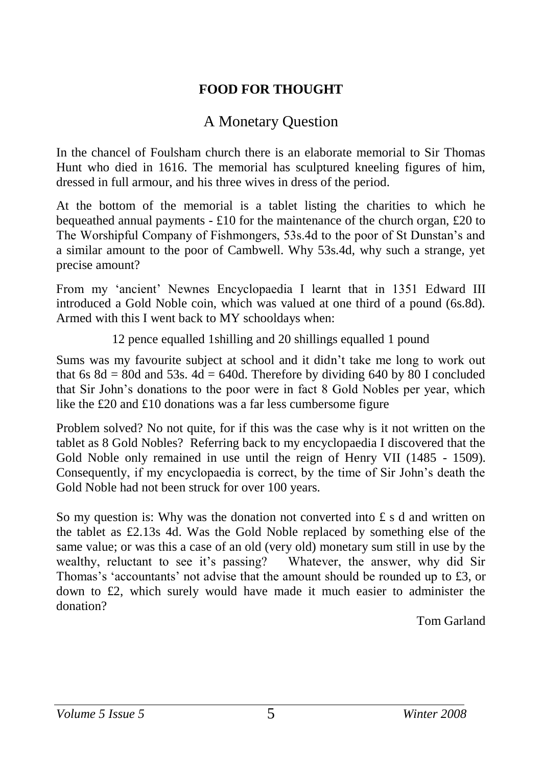**FOOD FOR THOUGHT**

## A Monetary Question

In the chancel of Foulsham church there is an elaborate memorial to Sir Thomas Hunt who died in 1616. The memorial has sculptured kneeling figures of him, dressed in full armour, and his three wives in dress of the period.

At the bottom of the memorial is a tablet listing the charities to which he bequeathed annual payments - £10 for the maintenance of the church organ, £20 to The Worshipful Company of Fishmongers, 53s.4d to the poor of St Dunstan's and a similar amount to the poor of Cambwell. Why 53s.4d, why such a strange, yet precise amount?

From my 'ancient' Newnes Encyclopaedia I learnt that in 1351 Edward III introduced a Gold Noble coin, which was valued at one third of a pound (6s.8d). Armed with this I went back to MY schooldays when:

12 pence equalled 1shilling and 20 shillings equalled 1 pound

Sums was my favourite subject at school and it didn't take me long to work out that 6s 8d = 80d and 53s. 4d = 640d. Therefore by dividing 640 by 80 I concluded that Sir John's donations to the poor were in fact 8 Gold Nobles per year, which like the £20 and £10 donations was a far less cumbersome figure

Problem solved? No not quite, for if this was the case why is it not written on the tablet as 8 Gold Nobles? Referring back to my encyclopaedia I discovered that the Gold Noble only remained in use until the reign of Henry VII (1485 - 1509). Consequently, if my encyclopaedia is correct, by the time of Sir John's death the Gold Noble had not been struck for over 100 years.

So my question is: Why was the donation not converted into £ s d and written on the tablet as £2.13s 4d. Was the Gold Noble replaced by something else of the same value; or was this a case of an old (very old) monetary sum still in use by the wealthy, reluctant to see it's passing? Whatever, the answer, why did Sir Thomas's 'accountants' not advise that the amount should be rounded up to £3, or down to £2, which surely would have made it much easier to administer the donation?

Tom Garland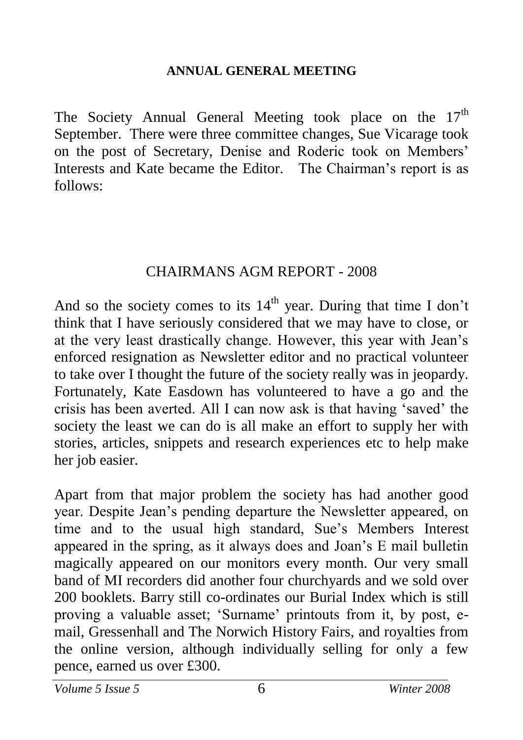## ANNUAL GENERAL MEETING

The Society Annual General Meeting took place on the 17th September. There were three committee changes, Sue Vicarage took on the post of Secretary, Denise and Roderic took on Members' Interests and Kate became the Editor. The Chairman's report is as follows:

## CHAIRMANS AGM REPORT - 2008

And so the society comes to its 14th year. During that time I don't think that I have seriously considered that we may have to close, or at the very least drastically change. However, this year with Jean's enforced resignation as Newsletter editor and no practical volunteer to take over I thought the future of the society really was in jeopardy. Fortunately, Kate Easdown has volunteered to have a go and the crisis has been averted. All I can now ask is that having 'saved' the society the least we can do is all make an effort to supply her with stories, articles, snippets and research experiences etc to help make her job easier.

Apart from that major problem the society has had another good year. Despite Jean's pending departure the Newsletter appeared, on time and to the usual high standard, Sue's Members Interest appeared in the spring, as it always does and Joan's E mail bulletin magically appeared on our monitors every month. Our very small band of MI recorders did another four churchyards and we sold over 200 booklets. Barry still co-ordinates our Burial Index which is still proving a valuable asset; 'Surname' printouts from it, by post, e-mail, Gressenhall and The Norwich History Fairs, and royalties from the online version, although individually selling for only a few pence, earned us over £300.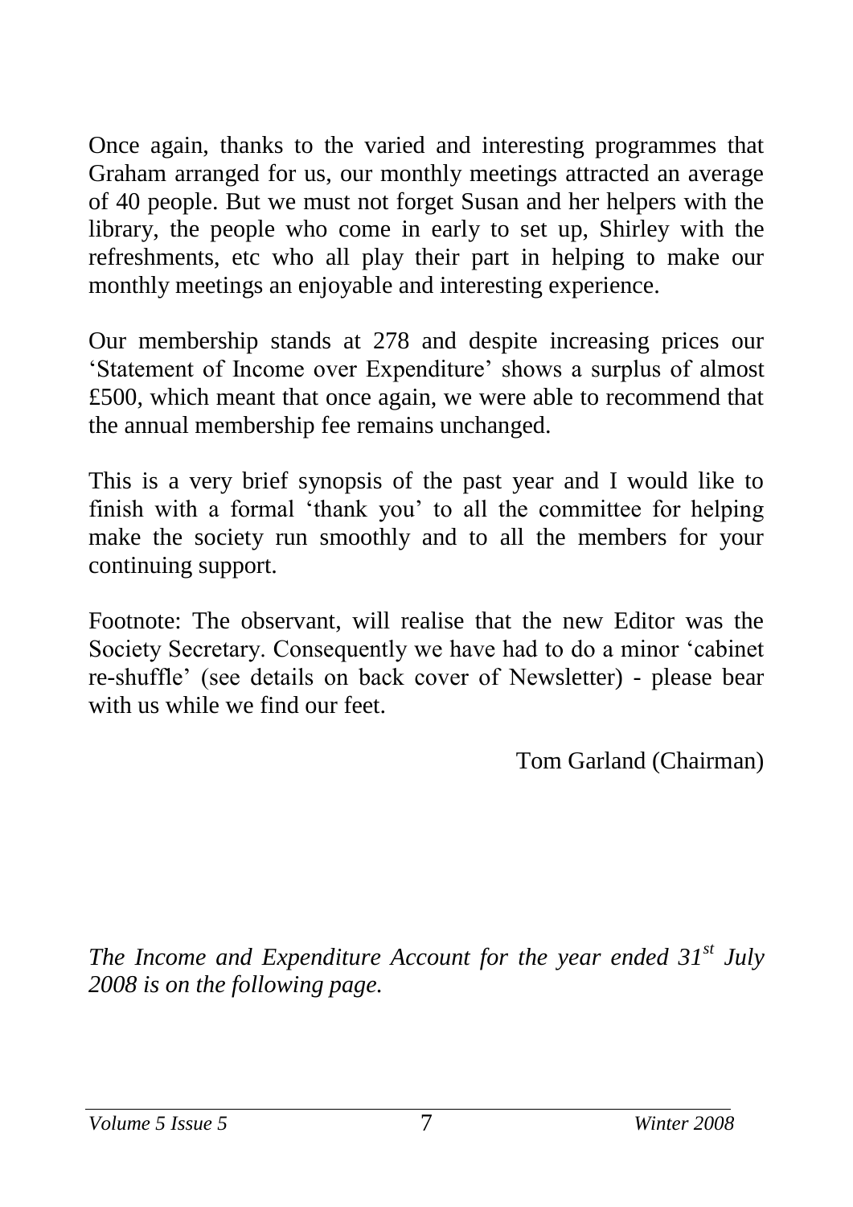Once again, thanks to the varied and interesting programmes that Graham arranged for us, our monthly meetings attracted an average of 40 people. But we must not forget Susan and her helpers with the library, the people who come in early to set up, Shirley with the refreshments, etc who all play their part in helping to make our monthly meetings an enjoyable and interesting experience.

Our membership stands at 278 and despite increasing prices our 'Statement of Income over Expenditure' shows a surplus of almost £500, which meant that once again, we were able to recommend that the annual membership fee remains unchanged.

This is a very brief synopsis of the past year and I would like to finish with a formal 'thank you' to all the committee for helping make the society run smoothly and to all the members for your continuing support.

Footnote: The observant, will realise that the new Editor was the Society Secretary. Consequently we have had to do a minor 'cabinet re-shuffle' (see details on back cover of Newsletter) - please bear with us while we find our feet.

Tom Garland (Chairman)

*The Income and Expenditure Account for the year ended 31st July 2008 is on the following page.*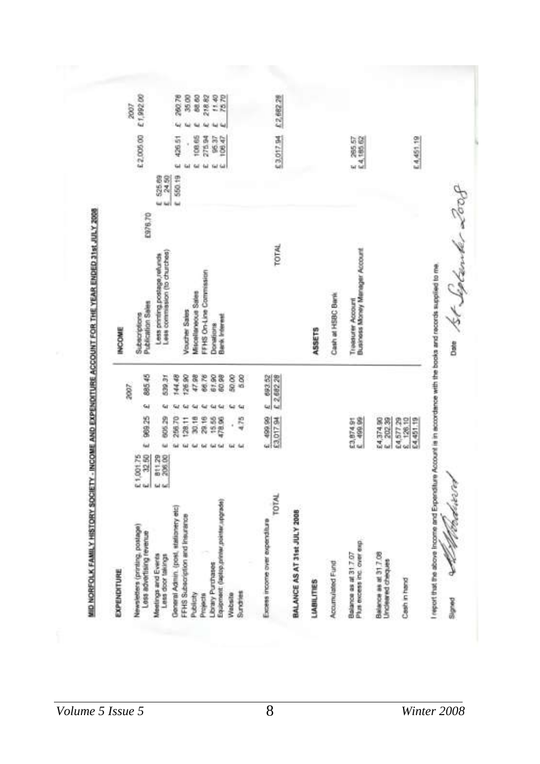# MID NORFOLK FAMILY HISTORY SOCIETY - INCOME AND EXPENDITURE ACCOUNT FOR THE YEAR ENDED 31st JULY 2008

| EXPENDITURE | | | 2007 | INCOME | | | | 2007 |
|---|---|---|---|---|---|---|---|---|
| Newsletters (printing, postage) | £ 1,001.75 | | | Subscriptions | | | £ 2,005.00 | £ 1,992.00 |
| Less advertising revenue | £ 32.50 | £ 969.25 | £ 895.45 | Publication Sales | £976.70 | | | |
| Meetings and Events | £ 811.29 | | | Less printing,postage,refunds | | £ 525.69 | | |
| Less door takings | £ 206.00 | £ 605.29 | £ 539.31 | Less commission (to churches) | | £ 24.50 | | |
| General Admin. (post, stationery etc) | | £ 256.70 | £ 144.48 | | | £ 550.19 | £ 426.51 | £ 260.76 |
| FFHS Subscription and Insurance | | £ 128.11 | £ 126.90 | Voucher Sales | | | £ - | £ 35.00 |
| Publicity | | £ 30.18 | £ 47.98 | Miscellaneous Sales | | | £ 108.65 | £ 88.60 |
| Projects | | £ 29.16 | £ 66.76 | FFHS On-Line Commission | | | £ 275.94 | £ 218.82 |
| Library Purchases | | £ 15.55 | £ 61.90 | Donations | | | £ 95.37 | £ 11.40 |
| Equipment (laptop,printer,pointer,upgrade) | | £ 478.96 | £ 60.98 | Bank Interest | | | £ 106.47 | £ 75.70 |
| Website | | £ - | £ 50.00 | | | | | |
| Sundries | | £ 4.75 | £ 5.00 | | | | | |
| Excess income over expenditure | | £ 499.99 | £ 693.52 | | | | | |
| TOTAL | | £3,017.94 | £ 2,682.28 | TOTAL | | | £3,017.94 | £ 2,682.28 |

## BALANCE AS AT 31st JULY 2008

| LIABILITIES | | ASSETS | |
|---|---|---|---|
| Accumulated Fund | | Cash at HSBC Bank | |
| Balance as at 31.7.07 | £3,874.91 | Treasurer Account | £ 265.57 |
| Plus excess inc. over exp. | £ 499.99 | Business Money Manager Account | £4,185.62 |
| Balance as at 31.7.08 | £4,374.90 | | |
| Uncleared cheques | £ 202.39 | | |
| | £4,577.29 | | |
| Cash in hand | £ 126.10 | | |
| | £4,451.19 | | £4,451.19 |

I report that the above Income and Expenditure Account is in accordance with the books and records supplied to me.

Signed [signature] Date 1st September 2008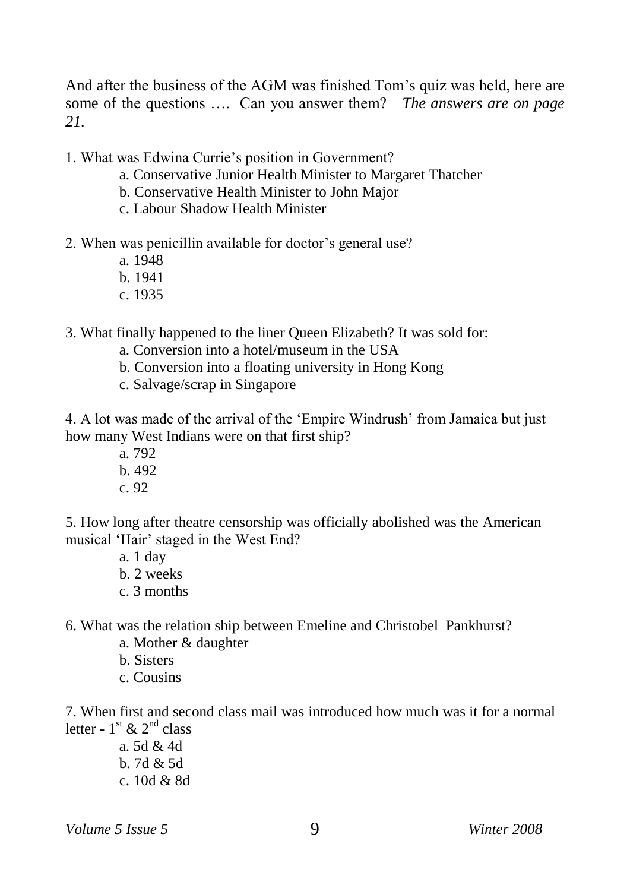And after the business of the AGM was finished Tom's quiz was held, here are some of the questions …. Can you answer them? *The answers are on page 21.*

1. What was Edwina Currie's position in Government?
   - a. Conservative Junior Health Minister to Margaret Thatcher
   - b. Conservative Health Minister to John Major
   - c. Labour Shadow Health Minister

2. When was penicillin available for doctor's general use?
   - a. 1948
   - b. 1941
   - c. 1935

3. What finally happened to the liner Queen Elizabeth? It was sold for:
   - a. Conversion into a hotel/museum in the USA
   - b. Conversion into a floating university in Hong Kong
   - c. Salvage/scrap in Singapore

4. A lot was made of the arrival of the 'Empire Windrush' from Jamaica but just how many West Indians were on that first ship?
   - a. 792
   - b. 492
   - c. 92

5. How long after theatre censorship was officially abolished was the American musical 'Hair' staged in the West End?
   - a. 1 day
   - b. 2 weeks
   - c. 3 months

6. What was the relation ship between Emeline and Christobel Pankhurst?
   - a. Mother & daughter
   - b. Sisters
   - c. Cousins

7. When first and second class mail was introduced how much was it for a normal letter - 1st & 2nd class
   - a. 5d & 4d
   - b. 7d & 5d
   - c. 10d & 8d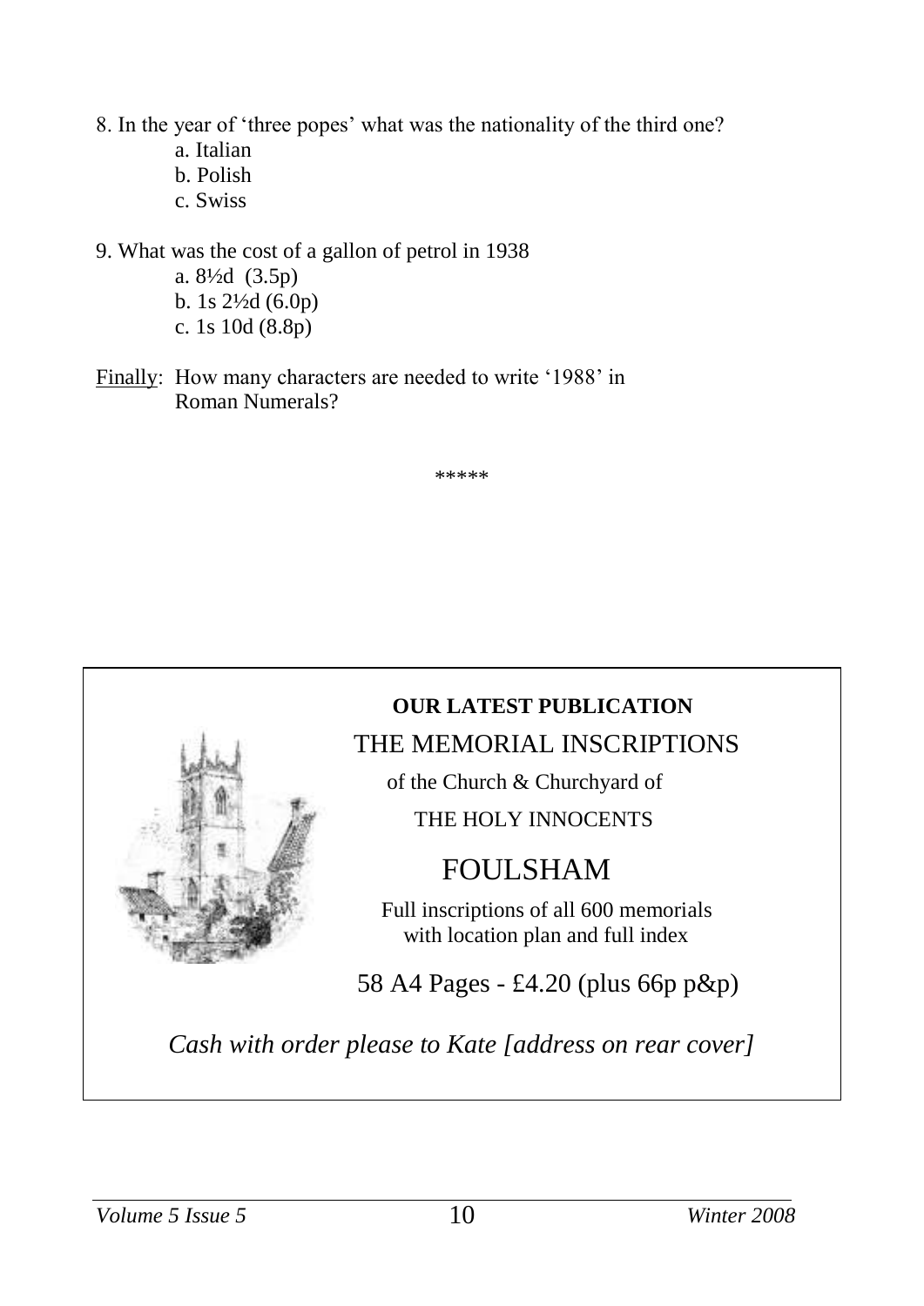8. In the year of 'three popes' what was the nationality of the third one?
   - a. Italian
   - b. Polish
   - c. Swiss

9. What was the cost of a gallon of petrol in 1938
   - a. 8½d (3.5p)
   - b. 1s 2½d (6.0p)
   - c. 1s 10d (8.8p)

Finally: How many characters are needed to write '1988' in Roman Numerals?

*****

**OUR LATEST PUBLICATION**

THE MEMORIAL INSCRIPTIONS

of the Church & Churchyard of

THE HOLY INNOCENTS

## FOULSHAM

Full inscriptions of all 600 memorials with location plan and full index

58 A4 Pages - £4.20 (plus 66p p&p)

*Cash with order please to Kate [address on rear cover]*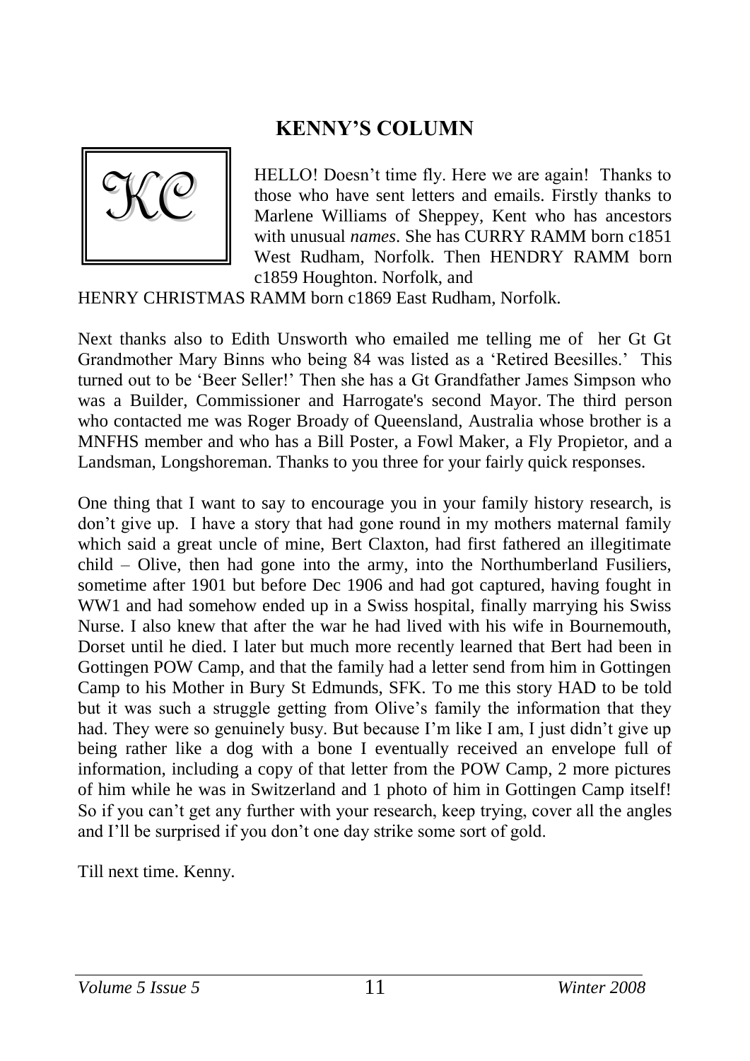## KENNY'S COLUMN

KC

HELLO! Doesn't time fly. Here we are again! Thanks to those who have sent letters and emails. Firstly thanks to Marlene Williams of Sheppey, Kent who has ancestors with unusual *names*. She has CURRY RAMM born c1851 West Rudham, Norfolk. Then HENDRY RAMM born c1859 Houghton. Norfolk, and HENRY CHRISTMAS RAMM born c1869 East Rudham, Norfolk.

Next thanks also to Edith Unsworth who emailed me telling me of her Gt Gt Grandmother Mary Binns who being 84 was listed as a 'Retired Beesilles.' This turned out to be 'Beer Seller!' Then she has a Gt Grandfather James Simpson who was a Builder, Commissioner and Harrogate's second Mayor. The third person who contacted me was Roger Broady of Queensland, Australia whose brother is a MNFHS member and who has a Bill Poster, a Fowl Maker, a Fly Propietor, and a Landsman, Longshoreman. Thanks to you three for your fairly quick responses.

One thing that I want to say to encourage you in your family history research, is don't give up. I have a story that had gone round in my mothers maternal family which said a great uncle of mine, Bert Claxton, had first fathered an illegitimate child – Olive, then had gone into the army, into the Northumberland Fusiliers, sometime after 1901 but before Dec 1906 and had got captured, having fought in WW1 and had somehow ended up in a Swiss hospital, finally marrying his Swiss Nurse. I also knew that after the war he had lived with his wife in Bournemouth, Dorset until he died. I later but much more recently learned that Bert had been in Gottingen POW Camp, and that the family had a letter send from him in Gottingen Camp to his Mother in Bury St Edmunds, SFK. To me this story HAD to be told but it was such a struggle getting from Olive's family the information that they had. They were so genuinely busy. But because I'm like I am, I just didn't give up being rather like a dog with a bone I eventually received an envelope full of information, including a copy of that letter from the POW Camp, 2 more pictures of him while he was in Switzerland and 1 photo of him in Gottingen Camp itself! So if you can't get any further with your research, keep trying, cover all the angles and I'll be surprised if you don't one day strike some sort of gold.

Till next time. Kenny.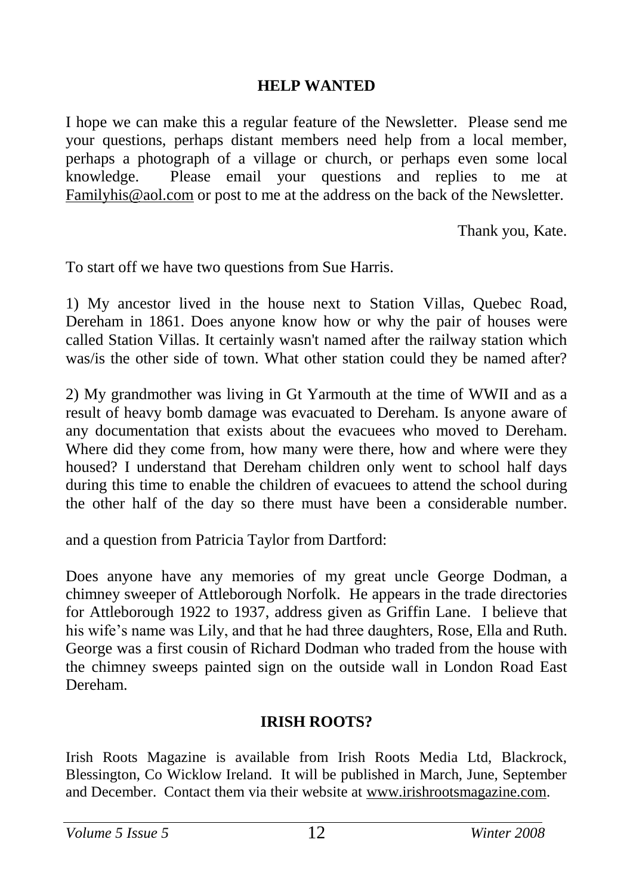## HELP WANTED

I hope we can make this a regular feature of the Newsletter. Please send me your questions, perhaps distant members need help from a local member, perhaps a photograph of a village or church, or perhaps even some local knowledge. Please email your questions and replies to me at Familyhis@aol.com or post to me at the address on the back of the Newsletter.

Thank you, Kate.

To start off we have two questions from Sue Harris.

1) My ancestor lived in the house next to Station Villas, Quebec Road, Dereham in 1861. Does anyone know how or why the pair of houses were called Station Villas. It certainly wasn't named after the railway station which was/is the other side of town. What other station could they be named after?

2) My grandmother was living in Gt Yarmouth at the time of WWII and as a result of heavy bomb damage was evacuated to Dereham. Is anyone aware of any documentation that exists about the evacuees who moved to Dereham. Where did they come from, how many were there, how and where were they housed? I understand that Dereham children only went to school half days during this time to enable the children of evacuees to attend the school during the other half of the day so there must have been a considerable number.

and a question from Patricia Taylor from Dartford:

Does anyone have any memories of my great uncle George Dodman, a chimney sweeper of Attleborough Norfolk. He appears in the trade directories for Attleborough 1922 to 1937, address given as Griffin Lane. I believe that his wife's name was Lily, and that he had three daughters, Rose, Ella and Ruth. George was a first cousin of Richard Dodman who traded from the house with the chimney sweeps painted sign on the outside wall in London Road East Dereham.

## IRISH ROOTS?

Irish Roots Magazine is available from Irish Roots Media Ltd, Blackrock, Blessington, Co Wicklow Ireland. It will be published in March, June, September and December. Contact them via their website at www.irishrootsmagazine.com.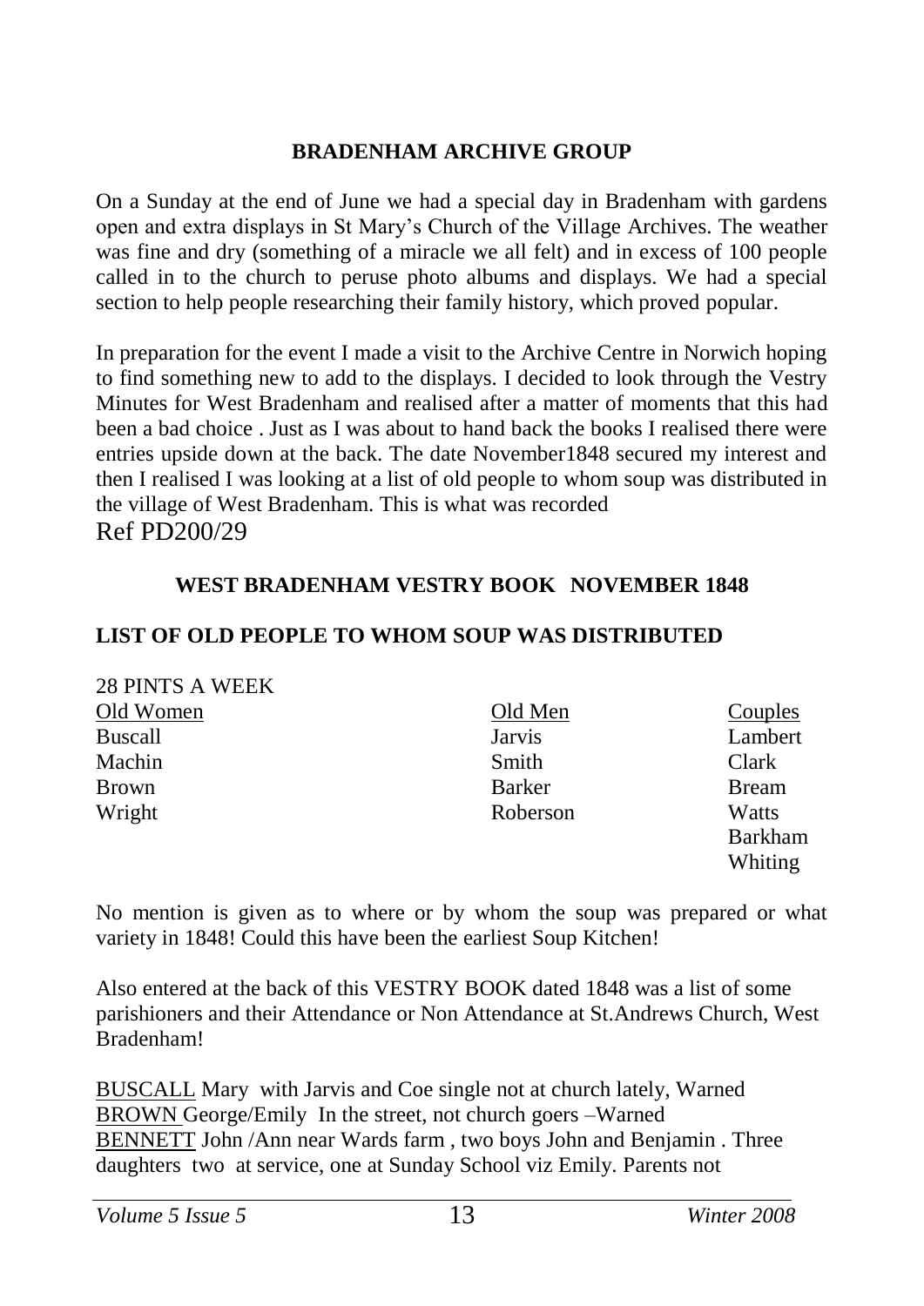## BRADENHAM ARCHIVE GROUP

On a Sunday at the end of June we had a special day in Bradenham with gardens open and extra displays in St Mary's Church of the Village Archives. The weather was fine and dry (something of a miracle we all felt) and in excess of 100 people called in to the church to peruse photo albums and displays. We had a special section to help people researching their family history, which proved popular.

In preparation for the event I made a visit to the Archive Centre in Norwich hoping to find something new to add to the displays. I decided to look through the Vestry Minutes for West Bradenham and realised after a matter of moments that this had been a bad choice . Just as I was about to hand back the books I realised there were entries upside down at the back. The date November1848 secured my interest and then I realised I was looking at a list of old people to whom soup was distributed in the village of West Bradenham. This is what was recorded

Ref PD200/29

### WEST BRADENHAM VESTRY BOOK NOVEMBER 1848

### LIST OF OLD PEOPLE TO WHOM SOUP WAS DISTRIBUTED

28 PINTS A WEEK

| Old Women | Old Men | Couples |
|---|---|---|
| Buscall | Jarvis | Lambert |
| Machin | Smith | Clark |
| Brown | Barker | Bream |
| Wright | Roberson | Watts |
| | | Barkham |
| | | Whiting |

No mention is given as to where or by whom the soup was prepared or what variety in 1848! Could this have been the earliest Soup Kitchen!

Also entered at the back of this VESTRY BOOK dated 1848 was a list of some parishioners and their Attendance or Non Attendance at St.Andrews Church, West Bradenham!

BUSCALL Mary with Jarvis and Coe single not at church lately, Warned
BROWN George/Emily In the street, not church goers –Warned
BENNETT John /Ann near Wards farm , two boys John and Benjamin . Three daughters two at service, one at Sunday School viz Emily. Parents not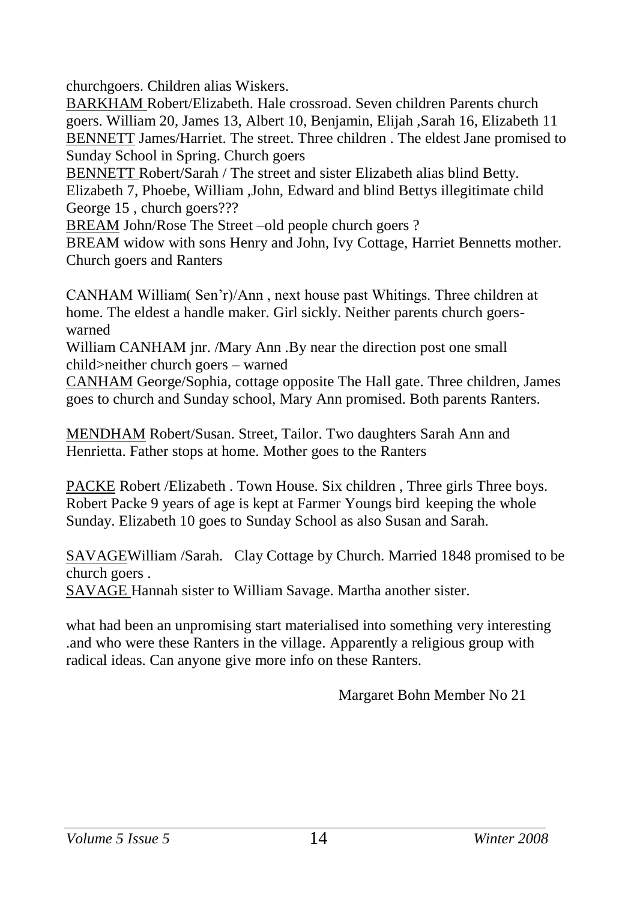churchgoers. Children alias Wiskers.

BARKHAM Robert/Elizabeth. Hale crossroad. Seven children Parents church goers. William 20, James 13, Albert 10, Benjamin, Elijah ,Sarah 16, Elizabeth 11

BENNETT James/Harriet. The street. Three children . The eldest Jane promised to Sunday School in Spring. Church goers

BENNETT Robert/Sarah / The street and sister Elizabeth alias blind Betty. Elizabeth 7, Phoebe, William ,John, Edward and blind Bettys illegitimate child George 15 , church goers???

BREAM John/Rose The Street –old people church goers ?

BREAM widow with sons Henry and John, Ivy Cottage, Harriet Bennetts mother. Church goers and Ranters

CANHAM William( Sen'r)/Ann , next house past Whitings. Three children at home. The eldest a handle maker. Girl sickly. Neither parents church goers- warned

William CANHAM jnr. /Mary Ann .By near the direction post one small child>neither church goers – warned

CANHAM George/Sophia, cottage opposite The Hall gate. Three children, James goes to church and Sunday school, Mary Ann promised. Both parents Ranters.

MENDHAM Robert/Susan. Street, Tailor. Two daughters Sarah Ann and Henrietta. Father stops at home. Mother goes to the Ranters

PACKE Robert /Elizabeth . Town House. Six children , Three girls Three boys. Robert Packe 9 years of age is kept at Farmer Youngs bird keeping the whole Sunday. Elizabeth 10 goes to Sunday School as also Susan and Sarah.

SAVAGEWilliam /Sarah. Clay Cottage by Church. Married 1848 promised to be church goers .

SAVAGE Hannah sister to William Savage. Martha another sister.

what had been an unpromising start materialised into something very interesting .and who were these Ranters in the village. Apparently a religious group with radical ideas. Can anyone give more info on these Ranters.

Margaret Bohn Member No 21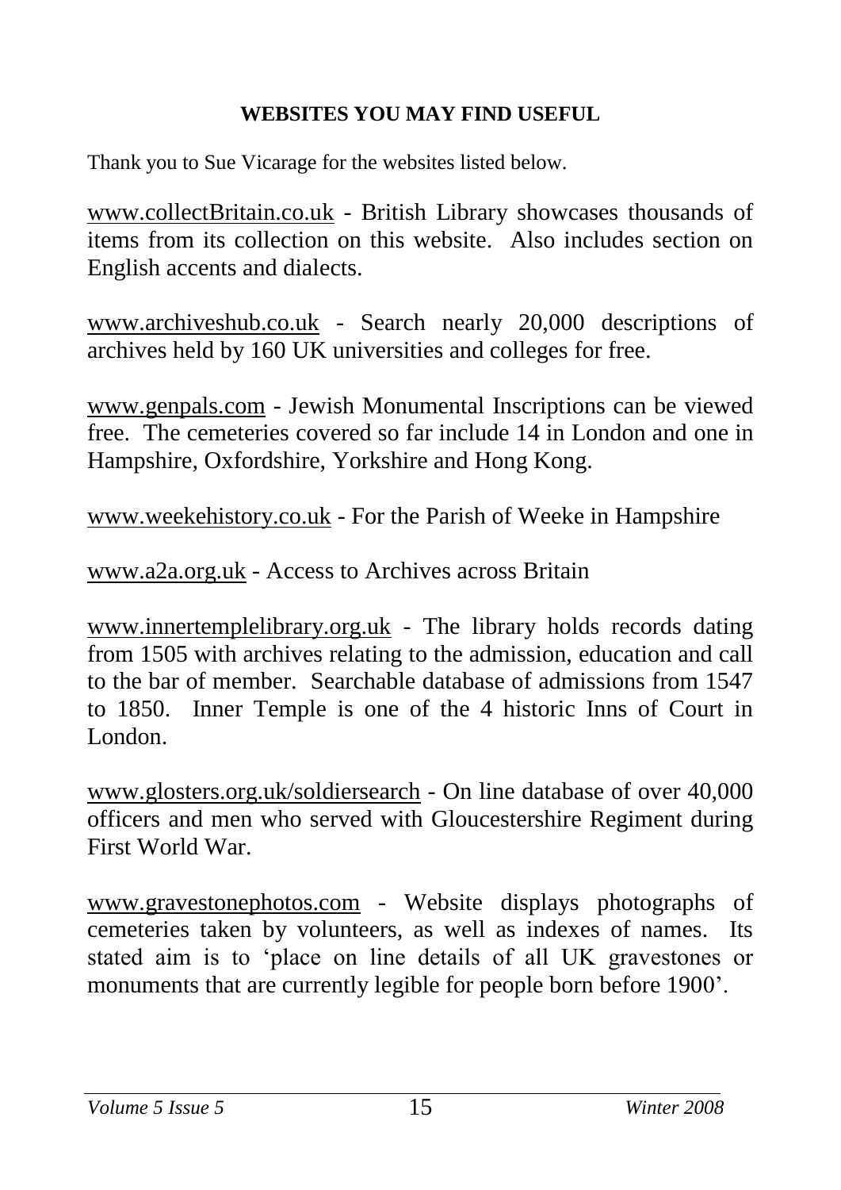## WEBSITES YOU MAY FIND USEFUL

Thank you to Sue Vicarage for the websites listed below.

www.collectBritain.co.uk - British Library showcases thousands of items from its collection on this website. Also includes section on English accents and dialects.

www.archiveshub.co.uk - Search nearly 20,000 descriptions of archives held by 160 UK universities and colleges for free.

www.genpals.com - Jewish Monumental Inscriptions can be viewed free. The cemeteries covered so far include 14 in London and one in Hampshire, Oxfordshire, Yorkshire and Hong Kong.

www.weekehistory.co.uk - For the Parish of Weeke in Hampshire

www.a2a.org.uk - Access to Archives across Britain

www.innertemplelibrary.org.uk - The library holds records dating from 1505 with archives relating to the admission, education and call to the bar of member. Searchable database of admissions from 1547 to 1850. Inner Temple is one of the 4 historic Inns of Court in London.

www.glosters.org.uk/soldiersearch - On line database of over 40,000 officers and men who served with Gloucestershire Regiment during First World War.

www.gravestonephotos.com - Website displays photographs of cemeteries taken by volunteers, as well as indexes of names. Its stated aim is to 'place on line details of all UK gravestones or monuments that are currently legible for people born before 1900'.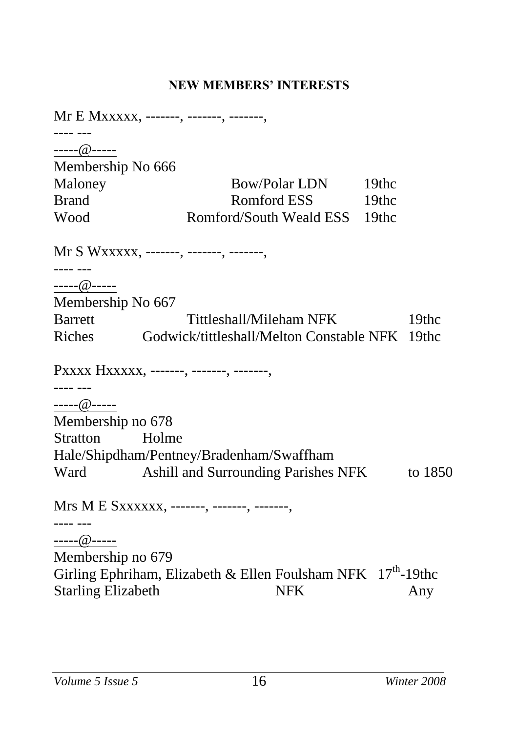# NEW MEMBERS' INTERESTS

Mr E Mxxxxx, -------, -------, -------,
---- ---
-----@-----
Membership No 666

| | | |
|---|---|---|
| Maloney | Bow/Polar LDN | 19thc |
| Brand | Romford ESS | 19thc |
| Wood | Romford/South Weald ESS | 19thc |

Mr S Wxxxxx, -------, -------, -------,
---- ---
-----@-----
Membership No 667

| | | |
|---|---|---|
| Barrett | Tittleshall/Mileham NFK | 19thc |
| Riches | Godwick/tittleshall/Melton Constable NFK | 19thc |

Pxxxx Hxxxxx, -------, -------, -------,
---- ---
-----@-----
Membership no 678

| | | |
|---|---|---|
| Stratton | Holme Hale/Shipdham/Pentney/Bradenham/Swaffham | |
| Ward | Ashill and Surrounding Parishes NFK | to 1850 |

Mrs M E Sxxxxxx, -------, -------, -------,
---- ---
-----@-----
Membership no 679

| | | |
|---|---|---|
| Girling Ephriham, Elizabeth & Ellen | Foulsham NFK | 17th-19thc |
| Starling Elizabeth | NFK | Any |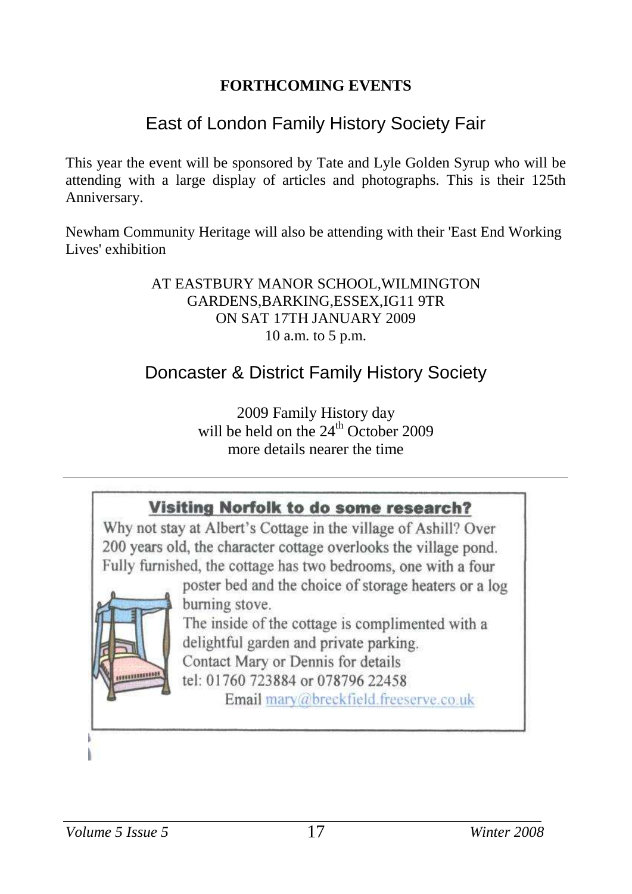## FORTHCOMING EVENTS

### East of London Family History Society Fair

This year the event will be sponsored by Tate and Lyle Golden Syrup who will be attending with a large display of articles and photographs. This is their 125th Anniversary.

Newham Community Heritage will also be attending with their 'East End Working Lives' exhibition

AT EASTBURY MANOR SCHOOL,WILMINGTON GARDENS,BARKING,ESSEX,IG11 9TR
ON SAT 17TH JANUARY 2009
10 a.m. to 5 p.m.

### Doncaster & District Family History Society

2009 Family History day
will be held on the 24th October 2009
more details nearer the time

---

**Visiting Norfolk to do some research?**

Why not stay at Albert's Cottage in the village of Ashill? Over 200 years old, the character cottage overlooks the village pond. Fully furnished, the cottage has two bedrooms, one with a four poster bed and the choice of storage heaters or a log burning stove.

The inside of the cottage is complimented with a delightful garden and private parking.

Contact Mary or Dennis for details
tel: 01760 723884 or 078796 22458
Email mary@breckfield.freeserve.co.uk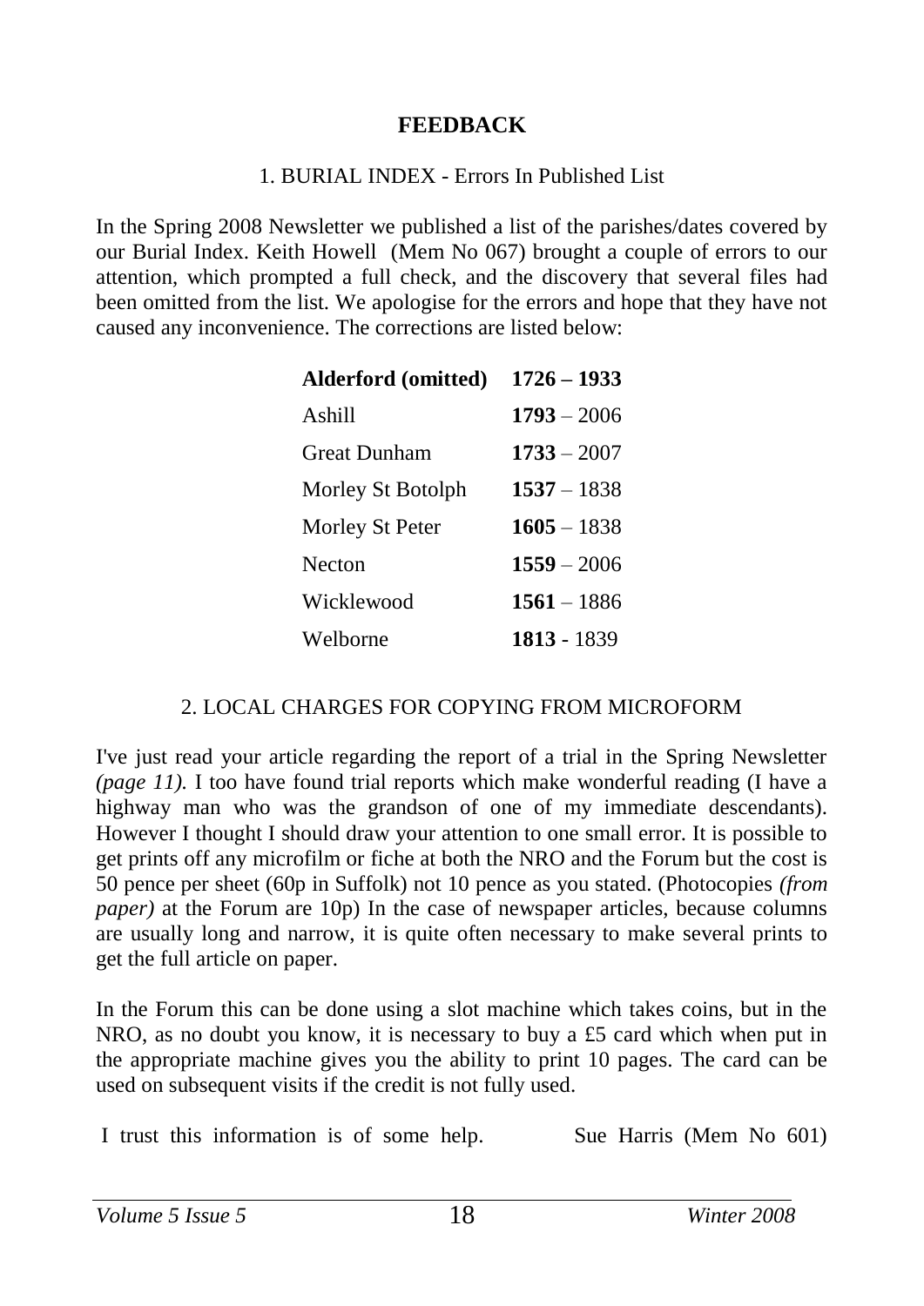# FEEDBACK

## 1. BURIAL INDEX - Errors In Published List

In the Spring 2008 Newsletter we published a list of the parishes/dates covered by our Burial Index. Keith Howell (Mem No 067) brought a couple of errors to our attention, which prompted a full check, and the discovery that several files had been omitted from the list. We apologise for the errors and hope that they have not caused any inconvenience. The corrections are listed below:

| **Alderford (omitted)** | **1726 – 1933** |
|---|---|
| Ashill | **1793** – 2006 |
| Great Dunham | **1733** – 2007 |
| Morley St Botolph | **1537** – 1838 |
| Morley St Peter | **1605** – 1838 |
| Necton | **1559** – 2006 |
| Wicklewood | **1561** – 1886 |
| Welborne | **1813** - 1839 |

## 2. LOCAL CHARGES FOR COPYING FROM MICROFORM

I've just read your article regarding the report of a trial in the Spring Newsletter *(page 11).* I too have found trial reports which make wonderful reading (I have a highway man who was the grandson of one of my immediate descendants). However I thought I should draw your attention to one small error. It is possible to get prints off any microfilm or fiche at both the NRO and the Forum but the cost is 50 pence per sheet (60p in Suffolk) not 10 pence as you stated. (Photocopies *(from paper)* at the Forum are 10p) In the case of newspaper articles, because columns are usually long and narrow, it is quite often necessary to make several prints to get the full article on paper.

In the Forum this can be done using a slot machine which takes coins, but in the NRO, as no doubt you know, it is necessary to buy a £5 card which when put in the appropriate machine gives you the ability to print 10 pages. The card can be used on subsequent visits if the credit is not fully used.

I trust this information is of some help. Sue Harris (Mem No 601)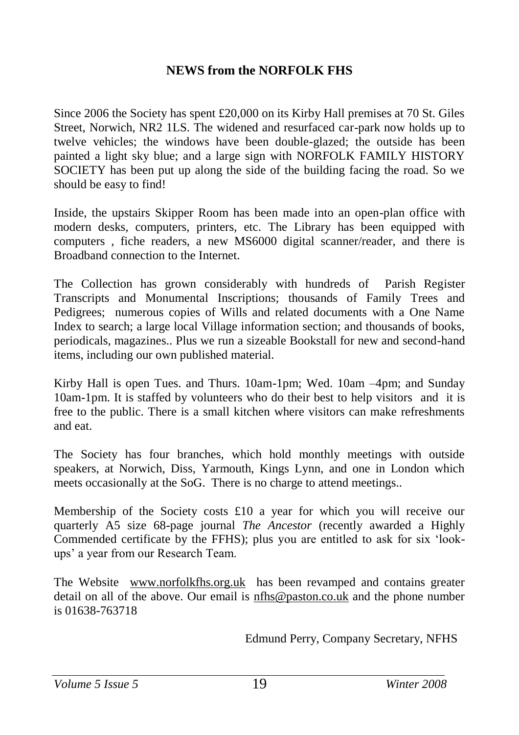**NEWS from the NORFOLK FHS**

Since 2006 the Society has spent £20,000 on its Kirby Hall premises at 70 St. Giles Street, Norwich, NR2 1LS. The widened and resurfaced car-park now holds up to twelve vehicles; the windows have been double-glazed; the outside has been painted a light sky blue; and a large sign with NORFOLK FAMILY HISTORY SOCIETY has been put up along the side of the building facing the road. So we should be easy to find!

Inside, the upstairs Skipper Room has been made into an open-plan office with modern desks, computers, printers, etc. The Library has been equipped with computers , fiche readers, a new MS6000 digital scanner/reader, and there is Broadband connection to the Internet.

The Collection has grown considerably with hundreds of Parish Register Transcripts and Monumental Inscriptions; thousands of Family Trees and Pedigrees; numerous copies of Wills and related documents with a One Name Index to search; a large local Village information section; and thousands of books, periodicals, magazines.. Plus we run a sizeable Bookstall for new and second-hand items, including our own published material.

Kirby Hall is open Tues. and Thurs. 10am-1pm; Wed. 10am –4pm; and Sunday 10am-1pm. It is staffed by volunteers who do their best to help visitors and it is free to the public. There is a small kitchen where visitors can make refreshments and eat.

The Society has four branches, which hold monthly meetings with outside speakers, at Norwich, Diss, Yarmouth, Kings Lynn, and one in London which meets occasionally at the SoG. There is no charge to attend meetings..

Membership of the Society costs £10 a year for which you will receive our quarterly A5 size 68-page journal *The Ancestor* (recently awarded a Highly Commended certificate by the FFHS); plus you are entitled to ask for six 'look-ups' a year from our Research Team.

The Website www.norfolkfhs.org.uk has been revamped and contains greater detail on all of the above. Our email is nfhs@paston.co.uk and the phone number is 01638-763718

Edmund Perry, Company Secretary, NFHS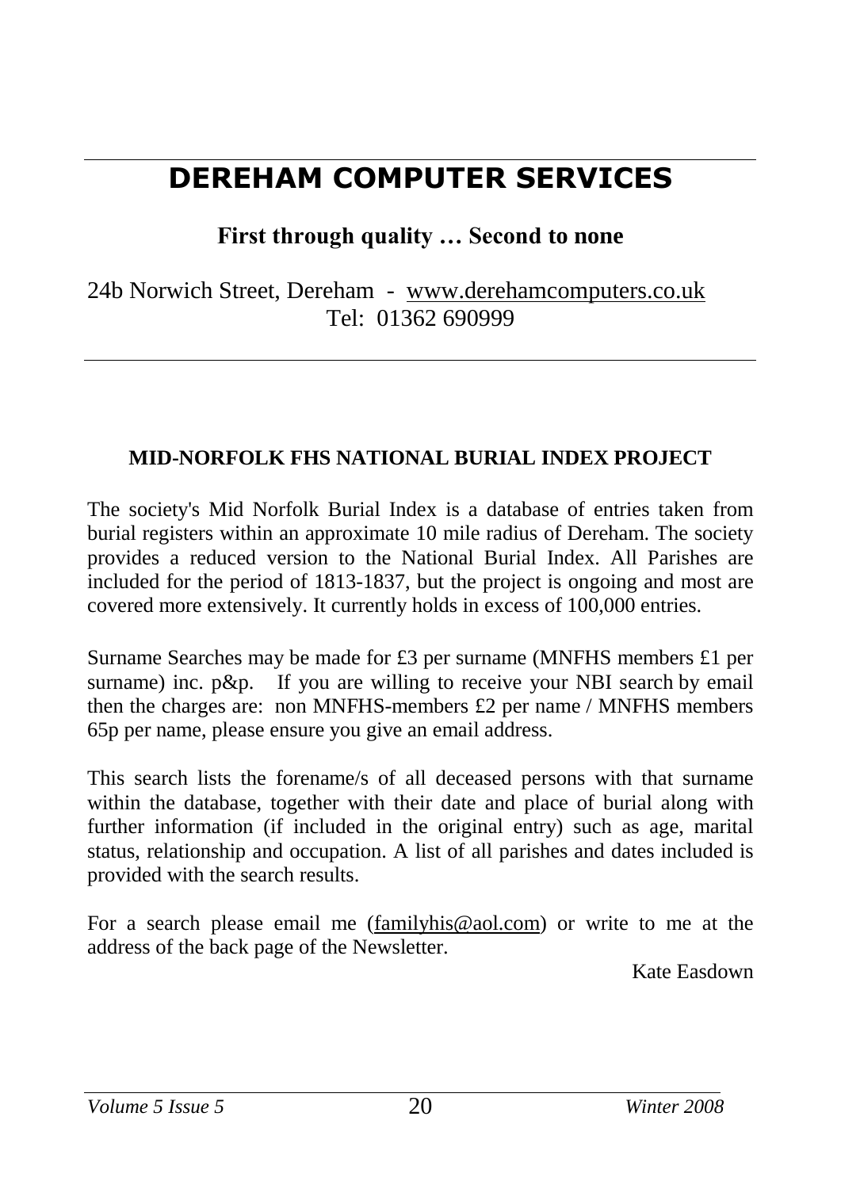# DEREHAM COMPUTER SERVICES

**First through quality … Second to none**

24b Norwich Street, Dereham - www.derehamcomputers.co.uk
Tel: 01362 690999

---

### MID-NORFOLK FHS NATIONAL BURIAL INDEX PROJECT

The society's Mid Norfolk Burial Index is a database of entries taken from burial registers within an approximate 10 mile radius of Dereham. The society provides a reduced version to the National Burial Index. All Parishes are included for the period of 1813-1837, but the project is ongoing and most are covered more extensively. It currently holds in excess of 100,000 entries.

Surname Searches may be made for £3 per surname (MNFHS members £1 per surname) inc. p&p. If you are willing to receive your NBI search by email then the charges are: non MNFHS-members £2 per name / MNFHS members 65p per name, please ensure you give an email address.

This search lists the forename/s of all deceased persons with that surname within the database, together with their date and place of burial along with further information (if included in the original entry) such as age, marital status, relationship and occupation. A list of all parishes and dates included is provided with the search results.

For a search please email me (familyhis@aol.com) or write to me at the address of the back page of the Newsletter.

Kate Easdown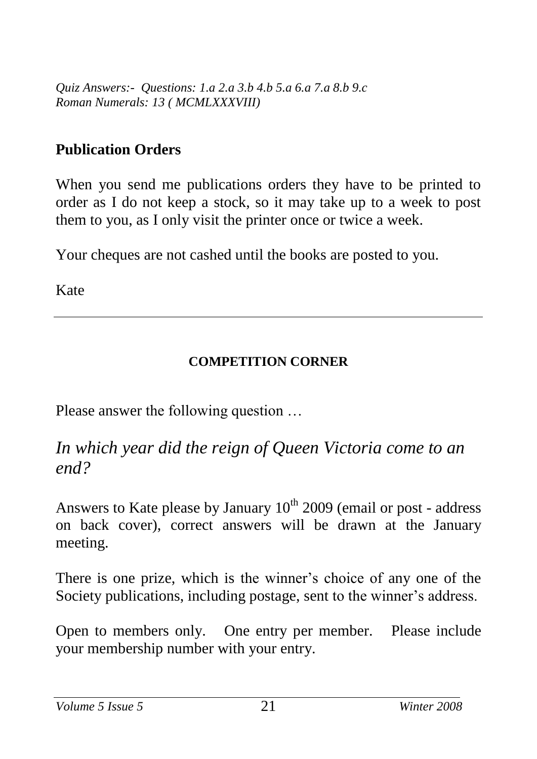*Quiz Answers:- Questions: 1.a 2.a 3.b 4.b 5.a 6.a 7.a 8.b 9.c*
*Roman Numerals: 13 ( MCMLXXXVIII)*

## Publication Orders

When you send me publications orders they have to be printed to order as I do not keep a stock, so it may take up to a week to post them to you, as I only visit the printer once or twice a week.

Your cheques are not cashed until the books are posted to you.

Kate

---

### COMPETITION CORNER

Please answer the following question …

*In which year did the reign of Queen Victoria come to an end?*

Answers to Kate please by January 10th 2009 (email or post - address on back cover), correct answers will be drawn at the January meeting.

There is one prize, which is the winner's choice of any one of the Society publications, including postage, sent to the winner's address.

Open to members only. One entry per member. Please include your membership number with your entry.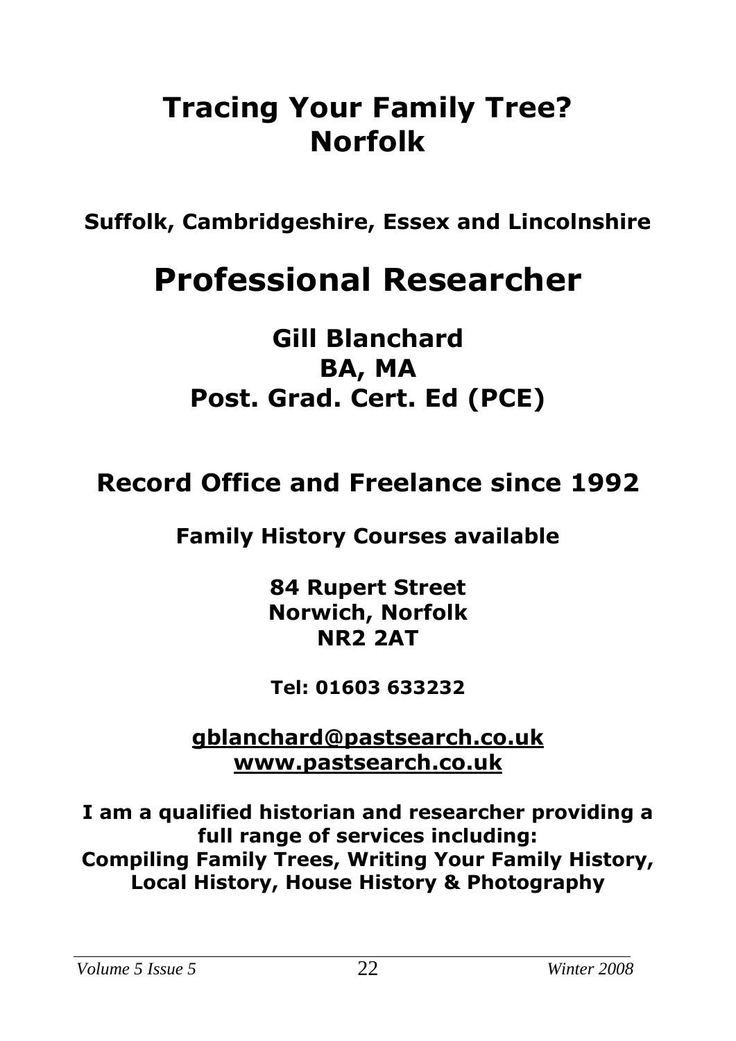# Tracing Your Family Tree? Norfolk

**Suffolk, Cambridgeshire, Essex and Lincolnshire**

# Professional Researcher

## Gill Blanchard
## BA, MA
## Post. Grad. Cert. Ed (PCE)

## Record Office and Freelance since 1992

**Family History Courses available**

**84 Rupert Street**
**Norwich, Norfolk**
**NR2 2AT**

**Tel: 01603 633232**

**gblanchard@pastsearch.co.uk**
**www.pastsearch.co.uk**

**I am a qualified historian and researcher providing a full range of services including:**
**Compiling Family Trees, Writing Your Family History, Local History, House History & Photography**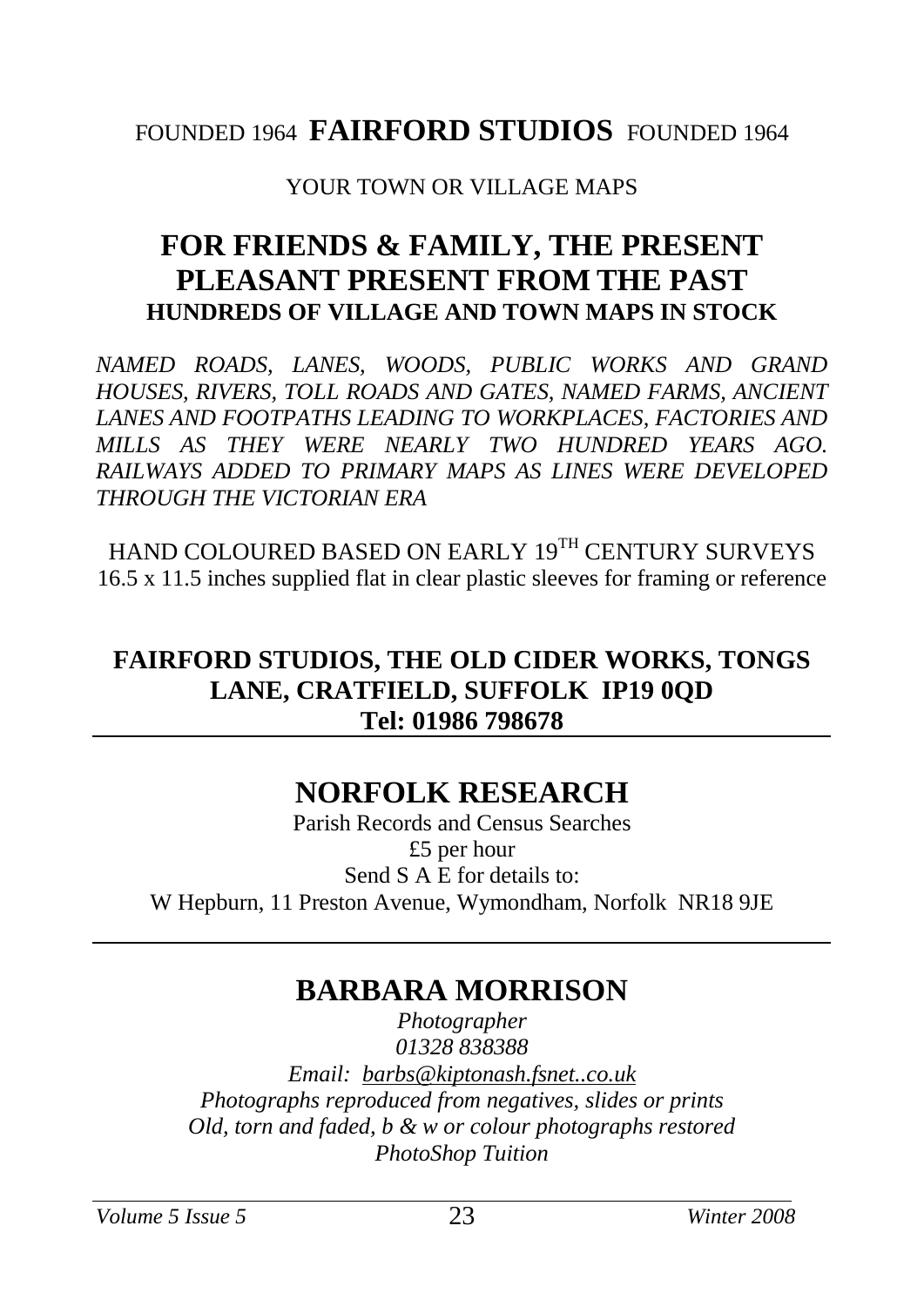FOUNDED 1964 **FAIRFORD STUDIOS** FOUNDED 1964

YOUR TOWN OR VILLAGE MAPS

## FOR FRIENDS & FAMILY, THE PRESENT PLEASANT PRESENT FROM THE PAST

**HUNDREDS OF VILLAGE AND TOWN MAPS IN STOCK**

*NAMED ROADS, LANES, WOODS, PUBLIC WORKS AND GRAND HOUSES, RIVERS, TOLL ROADS AND GATES, NAMED FARMS, ANCIENT LANES AND FOOTPATHS LEADING TO WORKPLACES, FACTORIES AND MILLS AS THEY WERE NEARLY TWO HUNDRED YEARS AGO. RAILWAYS ADDED TO PRIMARY MAPS AS LINES WERE DEVELOPED THROUGH THE VICTORIAN ERA*

HAND COLOURED BASED ON EARLY 19TH CENTURY SURVEYS
16.5 x 11.5 inches supplied flat in clear plastic sleeves for framing or reference

**FAIRFORD STUDIOS, THE OLD CIDER WORKS, TONGS LANE, CRATFIELD, SUFFOLK IP19 0QD**
**Tel: 01986 798678**

---

## NORFOLK RESEARCH

Parish Records and Census Searches
£5 per hour
Send S A E for details to:
W Hepburn, 11 Preston Avenue, Wymondham, Norfolk NR18 9JE

---

## BARBARA MORRISON

*Photographer*
*01328 838388*
*Email: barbs@kiptonash.fsnet..co.uk*
*Photographs reproduced from negatives, slides or prints*
*Old, torn and faded, b & w or colour photographs restored*
*PhotoShop Tuition*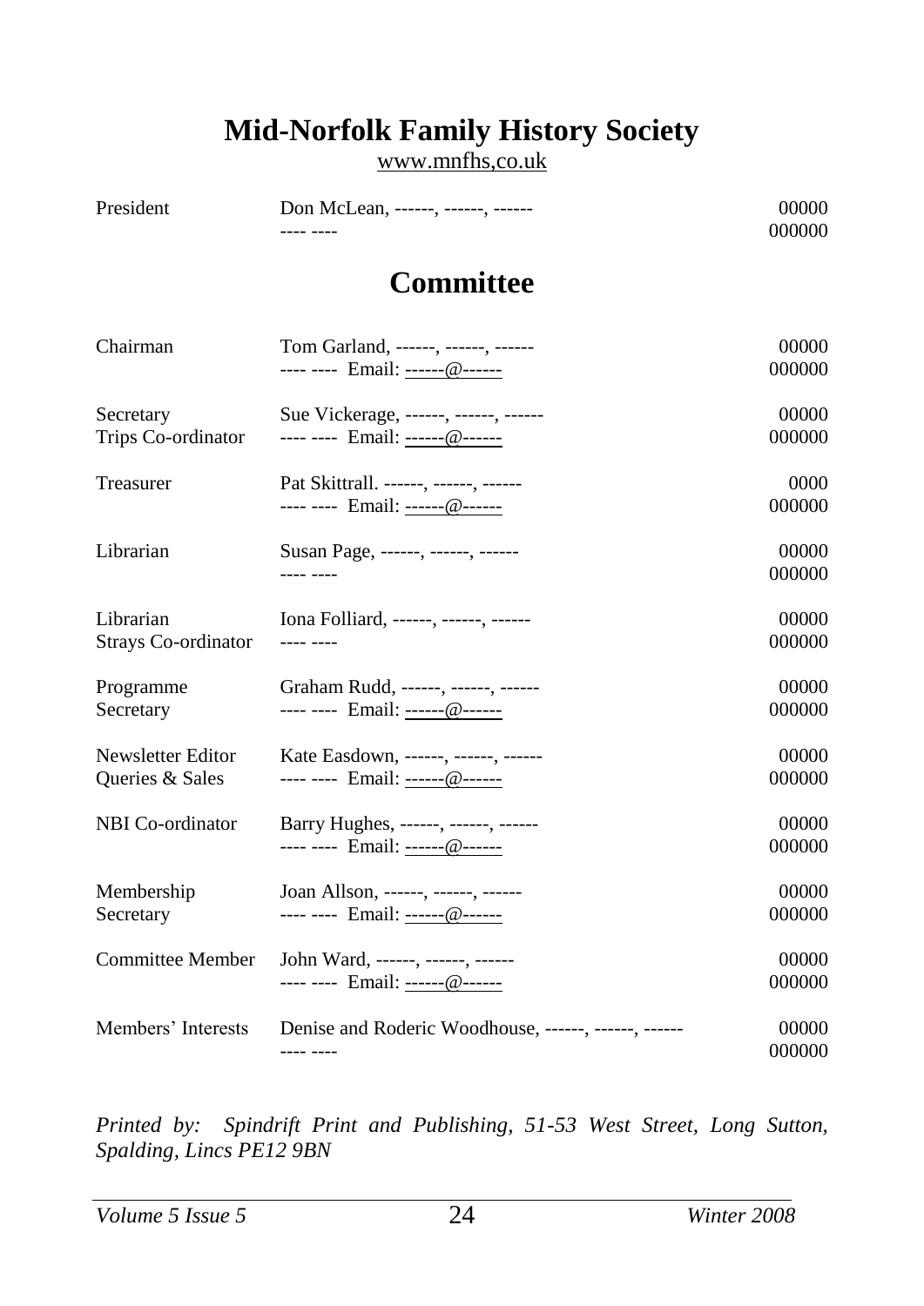# Mid-Norfolk Family History Society

www.mnfhs,co.uk

| | | |
|---|---|---|
| President | Don McLean, ------, ------, ------<br>---- ---- | 00000<br>000000 |

## Committee

| | | |
|---|---|---|
| Chairman | Tom Garland, ------, ------, ------<br>---- ---- Email: ------@------ | 00000<br>000000 |
| Secretary<br>Trips Co-ordinator | Sue Vickerage, ------, ------, ------<br>---- ---- Email: ------@------ | 00000<br>000000 |
| Treasurer | Pat Skittrall. ------, ------, ------<br>---- ---- Email: ------@------ | 0000<br>000000 |
| Librarian | Susan Page, ------, ------, ------<br>---- ---- | 00000<br>000000 |
| Librarian<br>Strays Co-ordinator | Iona Folliard, ------, ------, ------<br>---- ---- | 00000<br>000000 |
| Programme<br>Secretary | Graham Rudd, ------, ------, ------<br>---- ---- Email: ------@------ | 00000<br>000000 |
| Newsletter Editor<br>Queries & Sales | Kate Easdown, ------, ------, ------<br>---- ---- Email: ------@------ | 00000<br>000000 |
| NBI Co-ordinator | Barry Hughes, ------, ------, ------<br>---- ---- Email: ------@------ | 00000<br>000000 |
| Membership<br>Secretary | Joan Allson, ------, ------, ------<br>---- ---- Email: ------@------ | 00000<br>000000 |
| Committee Member | John Ward, ------, ------, ------<br>---- ---- Email: ------@------ | 00000<br>000000 |
| Members' Interests | Denise and Roderic Woodhouse, ------, ------, ------<br>---- ---- | 00000<br>000000 |

*Printed by: Spindrift Print and Publishing, 51-53 West Street, Long Sutton, Spalding, Lincs PE12 9BN*